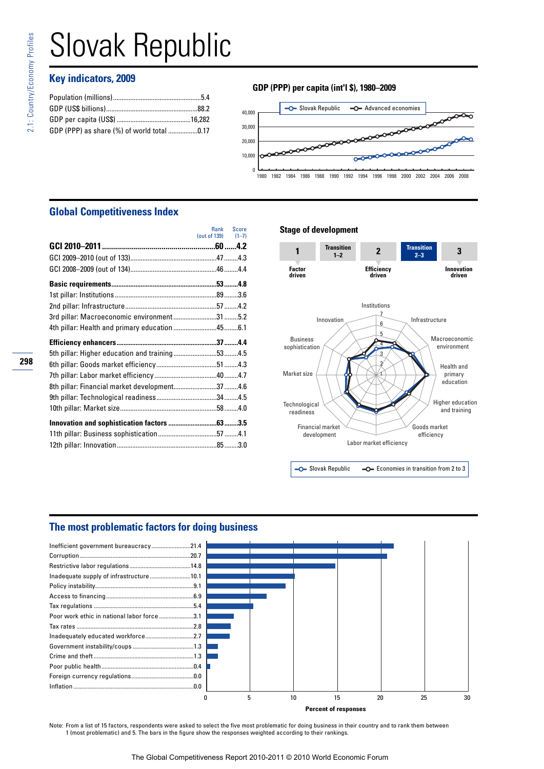# Slovak Republic

## Key indicators, 2009

| Indicator | Value |
|---|---|
| Population (millions) | 5.4 |
| GDP (US$ billions) | 88.2 |
| GDP per capita (US$) | 16,282 |
| GDP (PPP) as share (%) of world total | 0.17 |

### GDP (PPP) per capita (int'l $), 1980–2009

## Global Competitiveness Index

| | Rank (out of 139) | Score (1–7) |
|---|---|---|
| **GCI 2010–2011** | **60** | **4.2** |
| GCI 2009–2010 (out of 133) | 47 | 4.3 |
| GCI 2008–2009 (out of 134) | 46 | 4.4 |
| **Basic requirements** | **53** | **4.8** |
| 1st pillar: Institutions | 89 | 3.6 |
| 2nd pillar: Infrastructure | 57 | 4.2 |
| 3rd pillar: Macroeconomic environment | 31 | 5.2 |
| 4th pillar: Health and primary education | 45 | 6.1 |
| **Efficiency enhancers** | **37** | **4.4** |
| 5th pillar: Higher education and training | 53 | 4.5 |
| 6th pillar: Goods market efficiency | 51 | 4.3 |
| 7th pillar: Labor market efficiency | 40 | 4.7 |
| 8th pillar: Financial market development | 37 | 4.6 |
| 9th pillar: Technological readiness | 34 | 4.5 |
| 10th pillar: Market size | 58 | 4.0 |
| **Innovation and sophistication factors** | **63** | **3.5** |
| 11th pillar: Business sophistication | 57 | 4.1 |
| 12th pillar: Innovation | 85 | 3.0 |

### Stage of development

1 Factor driven | Transition 1–2 | 2 Efficiency driven | **Transition 2–3** | 3 Innovation driven

Slovak Republic — Economies in transition from 2 to 3

## The most problematic factors for doing business

| Factor | Percent of responses |
|---|---|
| Inefficient government bureaucracy | 21.4 |
| Corruption | 20.7 |
| Restrictive labor regulations | 14.8 |
| Inadequate supply of infrastructure | 10.1 |
| Policy instability | 9.1 |
| Access to financing | 6.9 |
| Tax regulations | 5.4 |
| Poor work ethic in national labor force | 3.1 |
| Tax rates | 2.8 |
| Inadequately educated workforce | 2.7 |
| Government instability/coups | 1.3 |
| Crime and theft | 1.3 |
| Poor public health | 0.4 |
| Foreign currency regulations | 0.0 |
| Inflation | 0.0 |

Note: From a list of 15 factors, respondents were asked to select the five most problematic for doing business in their country and to rank them between 1 (most problematic) and 5. The bars in the figure show the responses weighted according to their rankings.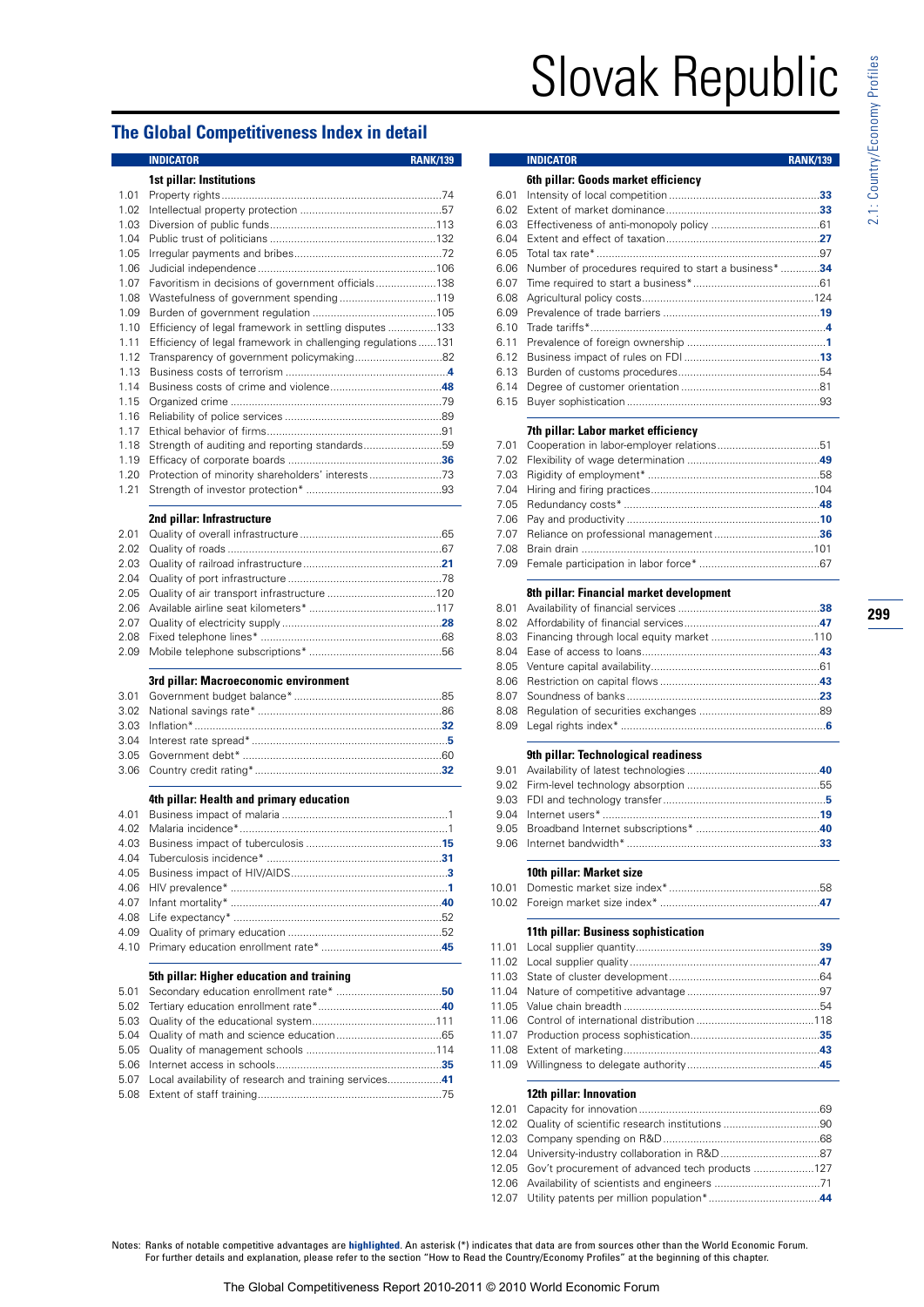# Slovak Republic

## The Global Competitiveness Index in detail

| | INDICATOR | RANK/139 |
|---|---|---|
| | **1st pillar: Institutions** | |
| 1.01 | Property rights | 74 |
| 1.02 | Intellectual property protection | 57 |
| 1.03 | Diversion of public funds | 113 |
| 1.04 | Public trust of politicians | 132 |
| 1.05 | Irregular payments and bribes | 72 |
| 1.06 | Judicial independence | 106 |
| 1.07 | Favoritism in decisions of government officials | 138 |
| 1.08 | Wastefulness of government spending | 119 |
| 1.09 | Burden of government regulation | 105 |
| 1.10 | Efficiency of legal framework in settling disputes | 133 |
| 1.11 | Efficiency of legal framework in challenging regulations | 131 |
| 1.12 | Transparency of government policymaking | 82 |
| 1.13 | Business costs of terrorism | **4** |
| 1.14 | Business costs of crime and violence | **48** |
| 1.15 | Organized crime | 79 |
| 1.16 | Reliability of police services | 89 |
| 1.17 | Ethical behavior of firms | 91 |
| 1.18 | Strength of auditing and reporting standards | 59 |
| 1.19 | Efficacy of corporate boards | **36** |
| 1.20 | Protection of minority shareholders' interests | 73 |
| 1.21 | Strength of investor protection* | 93 |
| | **2nd pillar: Infrastructure** | |
| 2.01 | Quality of overall infrastructure | 65 |
| 2.02 | Quality of roads | 67 |
| 2.03 | Quality of railroad infrastructure | **21** |
| 2.04 | Quality of port infrastructure | 78 |
| 2.05 | Quality of air transport infrastructure | 120 |
| 2.06 | Available airline seat kilometers* | 117 |
| 2.07 | Quality of electricity supply | **28** |
| 2.08 | Fixed telephone lines* | 68 |
| 2.09 | Mobile telephone subscriptions* | 56 |
| | **3rd pillar: Macroeconomic environment** | |
| 3.01 | Government budget balance* | 85 |
| 3.02 | National savings rate* | 86 |
| 3.03 | Inflation* | **32** |
| 3.04 | Interest rate spread* | **5** |
| 3.05 | Government debt* | 60 |
| 3.06 | Country credit rating* | **32** |
| | **4th pillar: Health and primary education** | |
| 4.01 | Business impact of malaria | 1 |
| 4.02 | Malaria incidence* | 1 |
| 4.03 | Business impact of tuberculosis | **15** |
| 4.04 | Tuberculosis incidence* | **31** |
| 4.05 | Business impact of HIV/AIDS | **3** |
| 4.06 | HIV prevalence* | **1** |
| 4.07 | Infant mortality* | **40** |
| 4.08 | Life expectancy* | 52 |
| 4.09 | Quality of primary education | 52 |
| 4.10 | Primary education enrollment rate* | **45** |
| | **5th pillar: Higher education and training** | |
| 5.01 | Secondary education enrollment rate* | **50** |
| 5.02 | Tertiary education enrollment rate* | **40** |
| 5.03 | Quality of the educational system | 111 |
| 5.04 | Quality of math and science education | 65 |
| 5.05 | Quality of management schools | 114 |
| 5.06 | Internet access in schools | **35** |
| 5.07 | Local availability of research and training services | **41** |
| 5.08 | Extent of staff training | 75 |
| | **6th pillar: Goods market efficiency** | |
| 6.01 | Intensity of local competition | **33** |
| 6.02 | Extent of market dominance | **33** |
| 6.03 | Effectiveness of anti-monopoly policy | 61 |
| 6.04 | Extent and effect of taxation | **27** |
| 6.05 | Total tax rate* | 97 |
| 6.06 | Number of procedures required to start a business* | **34** |
| 6.07 | Time required to start a business* | 61 |
| 6.08 | Agricultural policy costs | 124 |
| 6.09 | Prevalence of trade barriers | **19** |
| 6.10 | Trade tariffs* | **4** |
| 6.11 | Prevalence of foreign ownership | **1** |
| 6.12 | Business impact of rules on FDI | **13** |
| 6.13 | Burden of customs procedures | 54 |
| 6.14 | Degree of customer orientation | 81 |
| 6.15 | Buyer sophistication | 93 |
| | **7th pillar: Labor market efficiency** | |
| 7.01 | Cooperation in labor-employer relations | 51 |
| 7.02 | Flexibility of wage determination | **49** |
| 7.03 | Rigidity of employment* | 58 |
| 7.04 | Hiring and firing practices | 104 |
| 7.05 | Redundancy costs* | **48** |
| 7.06 | Pay and productivity | **10** |
| 7.07 | Reliance on professional management | **36** |
| 7.08 | Brain drain | 101 |
| 7.09 | Female participation in labor force* | 67 |
| | **8th pillar: Financial market development** | |
| 8.01 | Availability of financial services | **38** |
| 8.02 | Affordability of financial services | **47** |
| 8.03 | Financing through local equity market | 110 |
| 8.04 | Ease of access to loans | **43** |
| 8.05 | Venture capital availability | 61 |
| 8.06 | Restriction on capital flows | **43** |
| 8.07 | Soundness of banks | **23** |
| 8.08 | Regulation of securities exchanges | 89 |
| 8.09 | Legal rights index* | **6** |
| | **9th pillar: Technological readiness** | |
| 9.01 | Availability of latest technologies | **40** |
| 9.02 | Firm-level technology absorption | 55 |
| 9.03 | FDI and technology transfer | **5** |
| 9.04 | Internet users* | **19** |
| 9.05 | Broadband Internet subscriptions* | **40** |
| 9.06 | Internet bandwidth* | **33** |
| | **10th pillar: Market size** | |
| 10.01 | Domestic market size index* | 58 |
| 10.02 | Foreign market size index* | **47** |
| | **11th pillar: Business sophistication** | |
| 11.01 | Local supplier quantity | **39** |
| 11.02 | Local supplier quality | **47** |
| 11.03 | State of cluster development | 64 |
| 11.04 | Nature of competitive advantage | 97 |
| 11.05 | Value chain breadth | 54 |
| 11.06 | Control of international distribution | 118 |
| 11.07 | Production process sophistication | **35** |
| 11.08 | Extent of marketing | **43** |
| 11.09 | Willingness to delegate authority | **45** |
| | **12th pillar: Innovation** | |
| 12.01 | Capacity for innovation | 69 |
| 12.02 | Quality of scientific research institutions | 90 |
| 12.03 | Company spending on R&D | 68 |
| 12.04 | University-industry collaboration in R&D | 87 |
| 12.05 | Gov't procurement of advanced tech products | 127 |
| 12.06 | Availability of scientists and engineers | 71 |
| 12.07 | Utility patents per million population* | **44** |

Notes: Ranks of notable competitive advantages are **highlighted**. An asterisk (*) indicates that data are from sources other than the World Economic Forum. For further details and explanation, please refer to the section "How to Read the Country/Economy Profiles" at the beginning of this chapter.